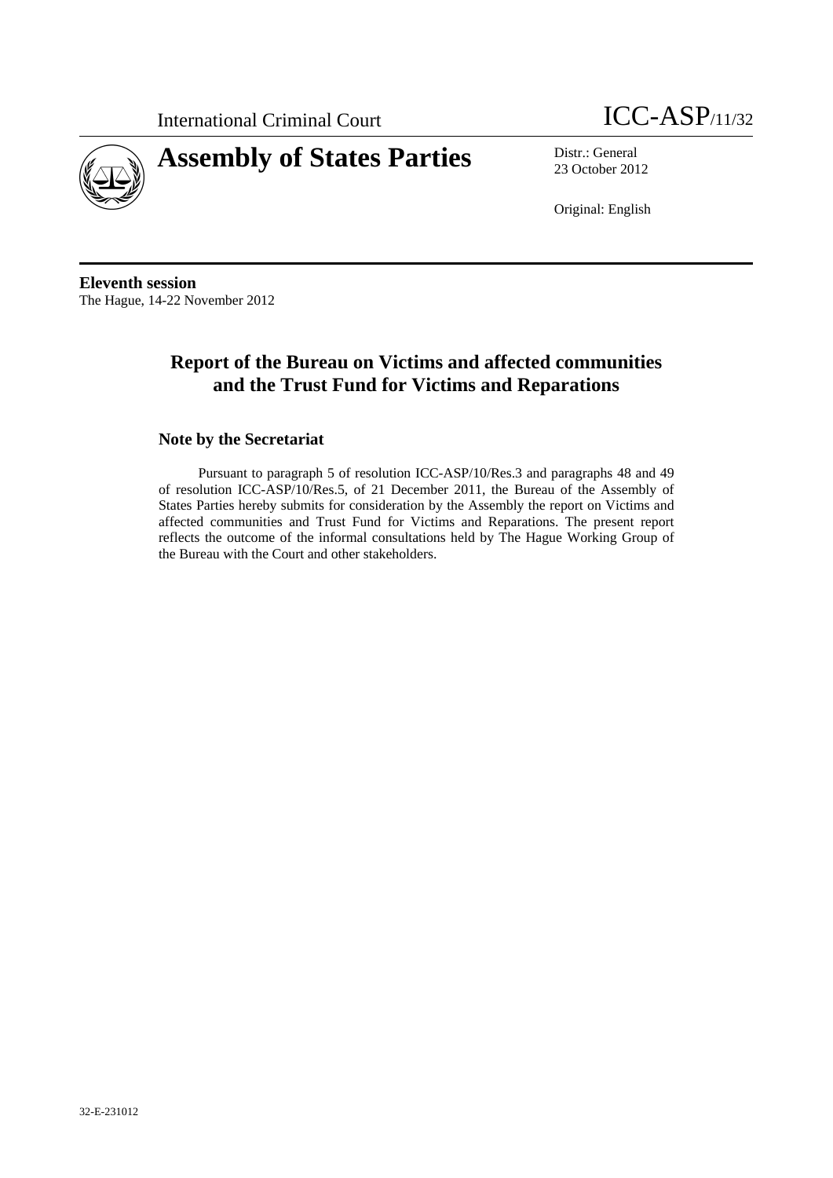International Criminal Court

ICC-ASP/11/32

# Assembly of States Parties

Distr.: General
23 October 2012

Original: English

**Eleventh session**
The Hague, 14-22 November 2012

## Report of the Bureau on Victims and affected communities and the Trust Fund for Victims and Reparations

### Note by the Secretariat

Pursuant to paragraph 5 of resolution ICC-ASP/10/Res.3 and paragraphs 48 and 49 of resolution ICC-ASP/10/Res.5, of 21 December 2011, the Bureau of the Assembly of States Parties hereby submits for consideration by the Assembly the report on Victims and affected communities and Trust Fund for Victims and Reparations. The present report reflects the outcome of the informal consultations held by The Hague Working Group of the Bureau with the Court and other stakeholders.

32-E-231012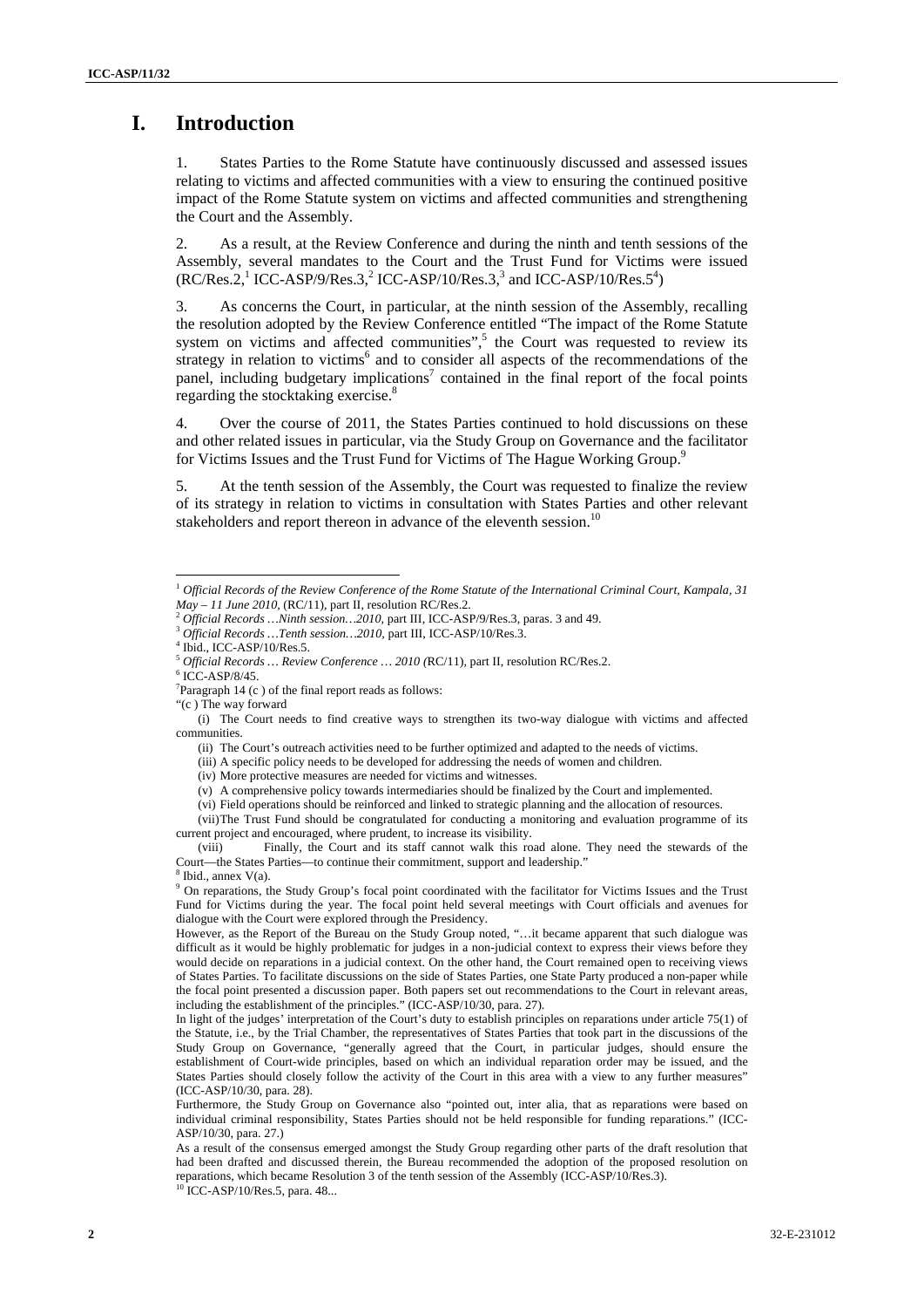# I. Introduction

1. States Parties to the Rome Statute have continuously discussed and assessed issues relating to victims and affected communities with a view to ensuring the continued positive impact of the Rome Statute system on victims and affected communities and strengthening the Court and the Assembly.

2. As a result, at the Review Conference and during the ninth and tenth sessions of the Assembly, several mandates to the Court and the Trust Fund for Victims were issued (RC/Res.2,[1] ICC-ASP/9/Res.3,[2] ICC-ASP/10/Res.3,[3] and ICC-ASP/10/Res.5[4])

3. As concerns the Court, in particular, at the ninth session of the Assembly, recalling the resolution adopted by the Review Conference entitled "The impact of the Rome Statute system on victims and affected communities",[5] the Court was requested to review its strategy in relation to victims[6] and to consider all aspects of the recommendations of the panel, including budgetary implications[7] contained in the final report of the focal points regarding the stocktaking exercise.[8]

4. Over the course of 2011, the States Parties continued to hold discussions on these and other related issues in particular, via the Study Group on Governance and the facilitator for Victims Issues and the Trust Fund for Victims of The Hague Working Group.[9]

5. At the tenth session of the Assembly, the Court was requested to finalize the review of its strategy in relation to victims in consultation with States Parties and other relevant stakeholders and report thereon in advance of the eleventh session.[10]

---

[1] *Official Records of the Review Conference of the Rome Statute of the International Criminal Court, Kampala, 31 May – 11 June 2010*, (RC/11), part II, resolution RC/Res.2.

[2] *Official Records …Ninth session…2010*, part III, ICC-ASP/9/Res.3, paras. 3 and 49.

[3] *Official Records …Tenth session…2010*, part III, ICC-ASP/10/Res.3.

[4] Ibid., ICC-ASP/10/Res.5.

[5] *Official Records … Review Conference … 2010* (RC/11), part II, resolution RC/Res.2.

[6] ICC-ASP/8/45.

[7] Paragraph 14 (c ) of the final report reads as follows:

"(c ) The way forward

(i) The Court needs to find creative ways to strengthen its two-way dialogue with victims and affected communities.

(ii) The Court's outreach activities need to be further optimized and adapted to the needs of victims.

(iii) A specific policy needs to be developed for addressing the needs of women and children.

(iv) More protective measures are needed for victims and witnesses.

(v) A comprehensive policy towards intermediaries should be finalized by the Court and implemented.

(vi) Field operations should be reinforced and linked to strategic planning and the allocation of resources.

(vii) The Trust Fund should be congratulated for conducting a monitoring and evaluation programme of its current project and encouraged, where prudent, to increase its visibility.

(viii) Finally, the Court and its staff cannot walk this road alone. They need the stewards of the Court—the States Parties—to continue their commitment, support and leadership."

[8] Ibid., annex V(a).

[9] On reparations, the Study Group's focal point coordinated with the facilitator for Victims Issues and the Trust Fund for Victims during the year. The focal point held several meetings with Court officials and avenues for dialogue with the Court were explored through the Presidency.

However, as the Report of the Bureau on the Study Group noted, "…it became apparent that such dialogue was difficult as it would be highly problematic for judges in a non-judicial context to express their views before they would decide on reparations in a judicial context. On the other hand, the Court remained open to receiving views of States Parties. To facilitate discussions on the side of States Parties, one State Party produced a non-paper while the focal point presented a discussion paper. Both papers set out recommendations to the Court in relevant areas, including the establishment of the principles." (ICC-ASP/10/30, para. 27).

In light of the judges' interpretation of the Court's duty to establish principles on reparations under article 75(1) of the Statute, i.e., by the Trial Chamber, the representatives of States Parties that took part in the discussions of the Study Group on Governance, "generally agreed that the Court, in particular judges, should ensure the establishment of Court-wide principles, based on which an individual reparation order may be issued, and the States Parties should closely follow the activity of the Court in this area with a view to any further measures" (ICC-ASP/10/30, para. 28).

Furthermore, the Study Group on Governance also "pointed out, inter alia, that as reparations were based on individual criminal responsibility, States Parties should not be held responsible for funding reparations." (ICC-ASP/10/30, para. 27.)

As a result of the consensus emerged amongst the Study Group regarding other parts of the draft resolution that had been drafted and discussed therein, the Bureau recommended the adoption of the proposed resolution on reparations, which became Resolution 3 of the tenth session of the Assembly (ICC-ASP/10/Res.3).

[10] ICC-ASP/10/Res.5, para. 48...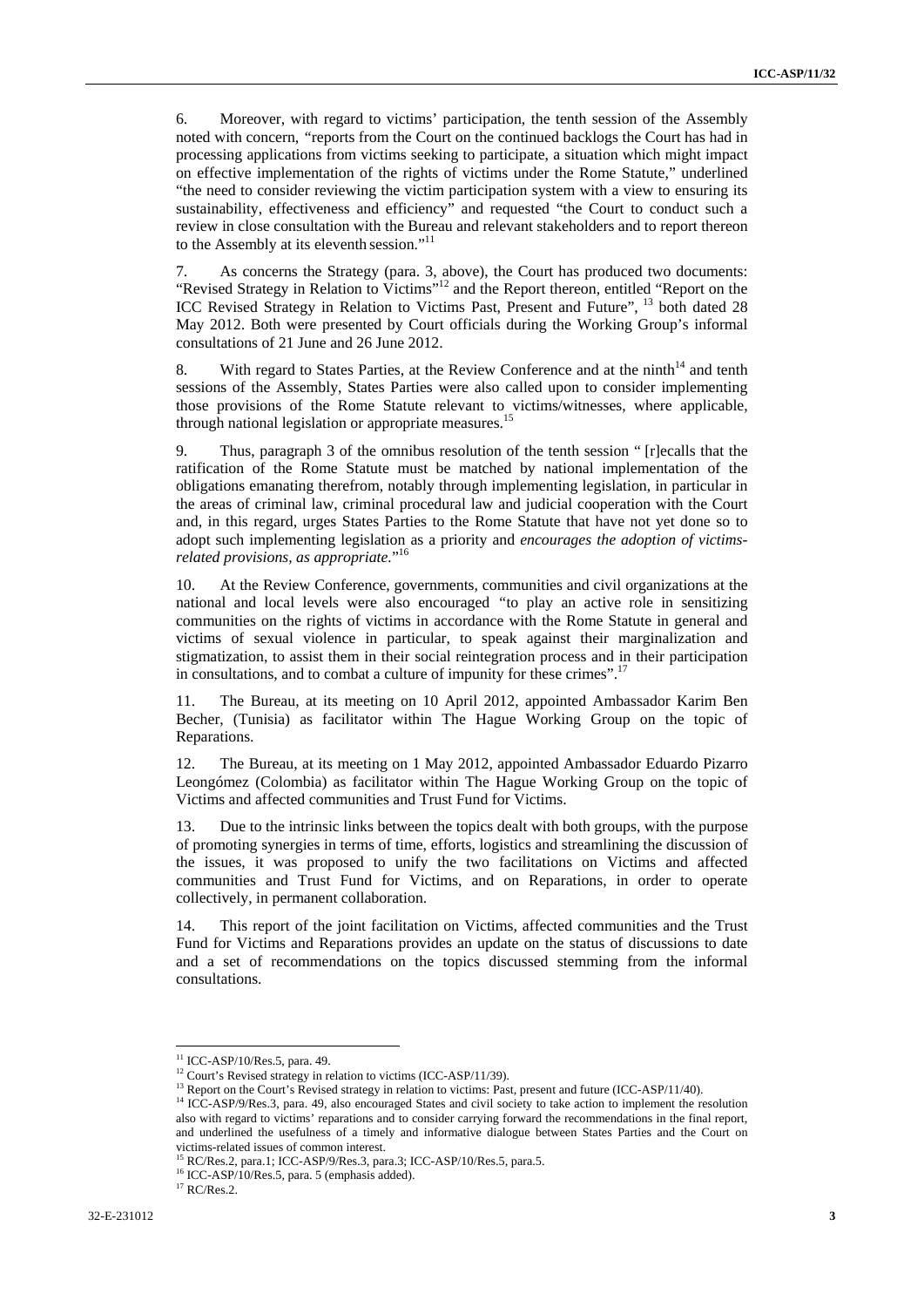6. Moreover, with regard to victims' participation, the tenth session of the Assembly noted with concern, "reports from the Court on the continued backlogs the Court has had in processing applications from victims seeking to participate, a situation which might impact on effective implementation of the rights of victims under the Rome Statute," underlined "the need to consider reviewing the victim participation system with a view to ensuring its sustainability, effectiveness and efficiency" and requested "the Court to conduct such a review in close consultation with the Bureau and relevant stakeholders and to report thereon to the Assembly at its eleventh session."[11]

7. As concerns the Strategy (para. 3, above), the Court has produced two documents: "Revised Strategy in Relation to Victims"[12] and the Report thereon, entitled "Report on the ICC Revised Strategy in Relation to Victims Past, Present and Future", [13] both dated 28 May 2012. Both were presented by Court officials during the Working Group's informal consultations of 21 June and 26 June 2012.

8. With regard to States Parties, at the Review Conference and at the ninth[14] and tenth sessions of the Assembly, States Parties were also called upon to consider implementing those provisions of the Rome Statute relevant to victims/witnesses, where applicable, through national legislation or appropriate measures.[15]

9. Thus, paragraph 3 of the omnibus resolution of the tenth session " [r]ecalls that the ratification of the Rome Statute must be matched by national implementation of the obligations emanating therefrom, notably through implementing legislation, in particular in the areas of criminal law, criminal procedural law and judicial cooperation with the Court and, in this regard, urges States Parties to the Rome Statute that have not yet done so to adopt such implementing legislation as a priority and *encourages the adoption of victims-related provisions, as appropriate.*"[16]

10. At the Review Conference, governments, communities and civil organizations at the national and local levels were also encouraged "to play an active role in sensitizing communities on the rights of victims in accordance with the Rome Statute in general and victims of sexual violence in particular, to speak against their marginalization and stigmatization, to assist them in their social reintegration process and in their participation in consultations, and to combat a culture of impunity for these crimes".[17]

11. The Bureau, at its meeting on 10 April 2012, appointed Ambassador Karim Ben Becher, (Tunisia) as facilitator within The Hague Working Group on the topic of Reparations.

12. The Bureau, at its meeting on 1 May 2012, appointed Ambassador Eduardo Pizarro Leongómez (Colombia) as facilitator within The Hague Working Group on the topic of Victims and affected communities and Trust Fund for Victims.

13. Due to the intrinsic links between the topics dealt with both groups, with the purpose of promoting synergies in terms of time, efforts, logistics and streamlining the discussion of the issues, it was proposed to unify the two facilitations on Victims and affected communities and Trust Fund for Victims, and on Reparations, in order to operate collectively, in permanent collaboration.

14. This report of the joint facilitation on Victims, affected communities and the Trust Fund for Victims and Reparations provides an update on the status of discussions to date and a set of recommendations on the topics discussed stemming from the informal consultations.

---

[11] ICC-ASP/10/Res.5, para. 49.

[12] Court's Revised strategy in relation to victims (ICC-ASP/11/39).

[13] Report on the Court's Revised strategy in relation to victims: Past, present and future (ICC-ASP/11/40).

[14] ICC-ASP/9/Res.3, para. 49, also encouraged States and civil society to take action to implement the resolution also with regard to victims' reparations and to consider carrying forward the recommendations in the final report, and underlined the usefulness of a timely and informative dialogue between States Parties and the Court on victims-related issues of common interest.

[15] RC/Res.2, para.1; ICC-ASP/9/Res.3, para.3; ICC-ASP/10/Res.5, para.5.

[16] ICC-ASP/10/Res.5, para. 5 (emphasis added).

[17] RC/Res.2.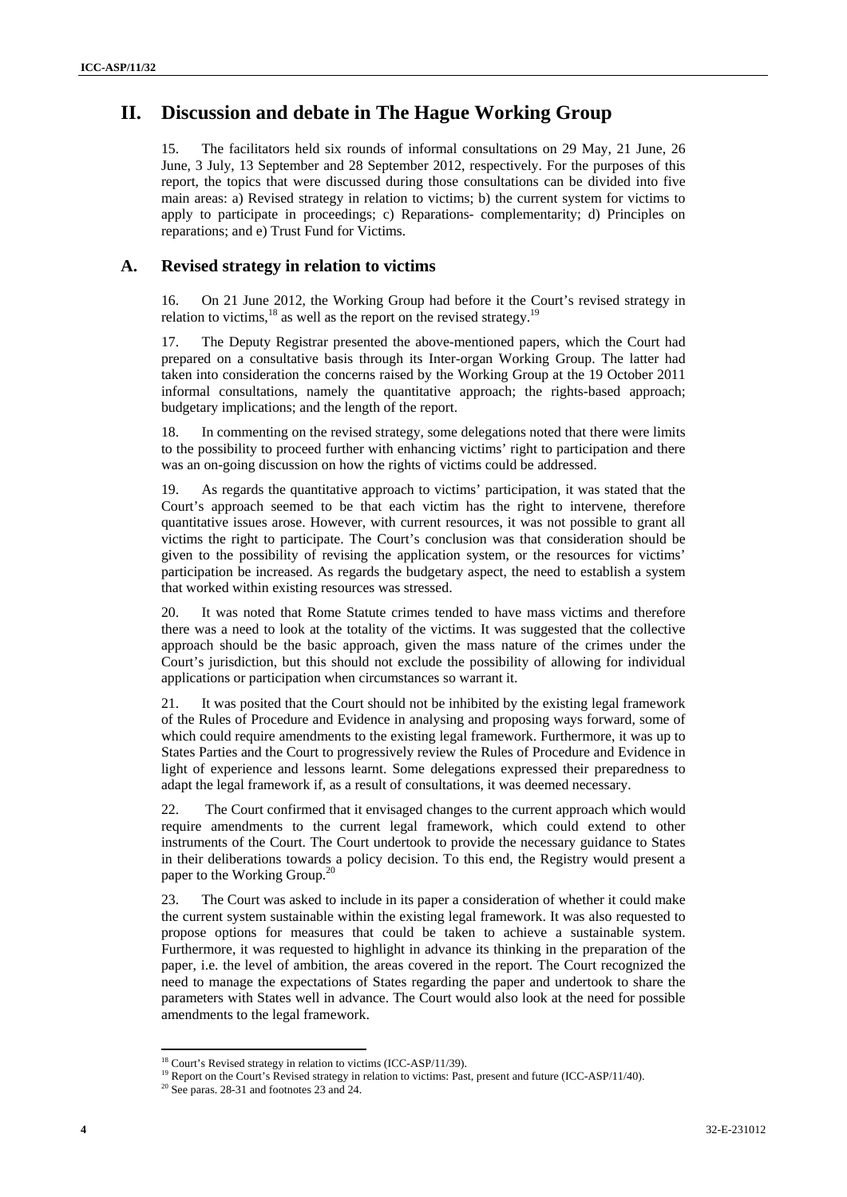# II. Discussion and debate in The Hague Working Group

15. The facilitators held six rounds of informal consultations on 29 May, 21 June, 26 June, 3 July, 13 September and 28 September 2012, respectively. For the purposes of this report, the topics that were discussed during those consultations can be divided into five main areas: a) Revised strategy in relation to victims; b) the current system for victims to apply to participate in proceedings; c) Reparations- complementarity; d) Principles on reparations; and e) Trust Fund for Victims.

## A. Revised strategy in relation to victims

16. On 21 June 2012, the Working Group had before it the Court's revised strategy in relation to victims,[18] as well as the report on the revised strategy.[19]

17. The Deputy Registrar presented the above-mentioned papers, which the Court had prepared on a consultative basis through its Inter-organ Working Group. The latter had taken into consideration the concerns raised by the Working Group at the 19 October 2011 informal consultations, namely the quantitative approach; the rights-based approach; budgetary implications; and the length of the report.

18. In commenting on the revised strategy, some delegations noted that there were limits to the possibility to proceed further with enhancing victims' right to participation and there was an on-going discussion on how the rights of victims could be addressed.

19. As regards the quantitative approach to victims' participation, it was stated that the Court's approach seemed to be that each victim has the right to intervene, therefore quantitative issues arose. However, with current resources, it was not possible to grant all victims the right to participate. The Court's conclusion was that consideration should be given to the possibility of revising the application system, or the resources for victims' participation be increased. As regards the budgetary aspect, the need to establish a system that worked within existing resources was stressed.

20. It was noted that Rome Statute crimes tended to have mass victims and therefore there was a need to look at the totality of the victims. It was suggested that the collective approach should be the basic approach, given the mass nature of the crimes under the Court's jurisdiction, but this should not exclude the possibility of allowing for individual applications or participation when circumstances so warrant it.

21. It was posited that the Court should not be inhibited by the existing legal framework of the Rules of Procedure and Evidence in analysing and proposing ways forward, some of which could require amendments to the existing legal framework. Furthermore, it was up to States Parties and the Court to progressively review the Rules of Procedure and Evidence in light of experience and lessons learnt. Some delegations expressed their preparedness to adapt the legal framework if, as a result of consultations, it was deemed necessary.

22. The Court confirmed that it envisaged changes to the current approach which would require amendments to the current legal framework, which could extend to other instruments of the Court. The Court undertook to provide the necessary guidance to States in their deliberations towards a policy decision. To this end, the Registry would present a paper to the Working Group.[20]

23. The Court was asked to include in its paper a consideration of whether it could make the current system sustainable within the existing legal framework. It was also requested to propose options for measures that could be taken to achieve a sustainable system. Furthermore, it was requested to highlight in advance its thinking in the preparation of the paper, i.e. the level of ambition, the areas covered in the report. The Court recognized the need to manage the expectations of States regarding the paper and undertook to share the parameters with States well in advance. The Court would also look at the need for possible amendments to the legal framework.

---

[18] Court's Revised strategy in relation to victims (ICC-ASP/11/39).

[19] Report on the Court's Revised strategy in relation to victims: Past, present and future (ICC-ASP/11/40).

[20] See paras. 28-31 and footnotes 23 and 24.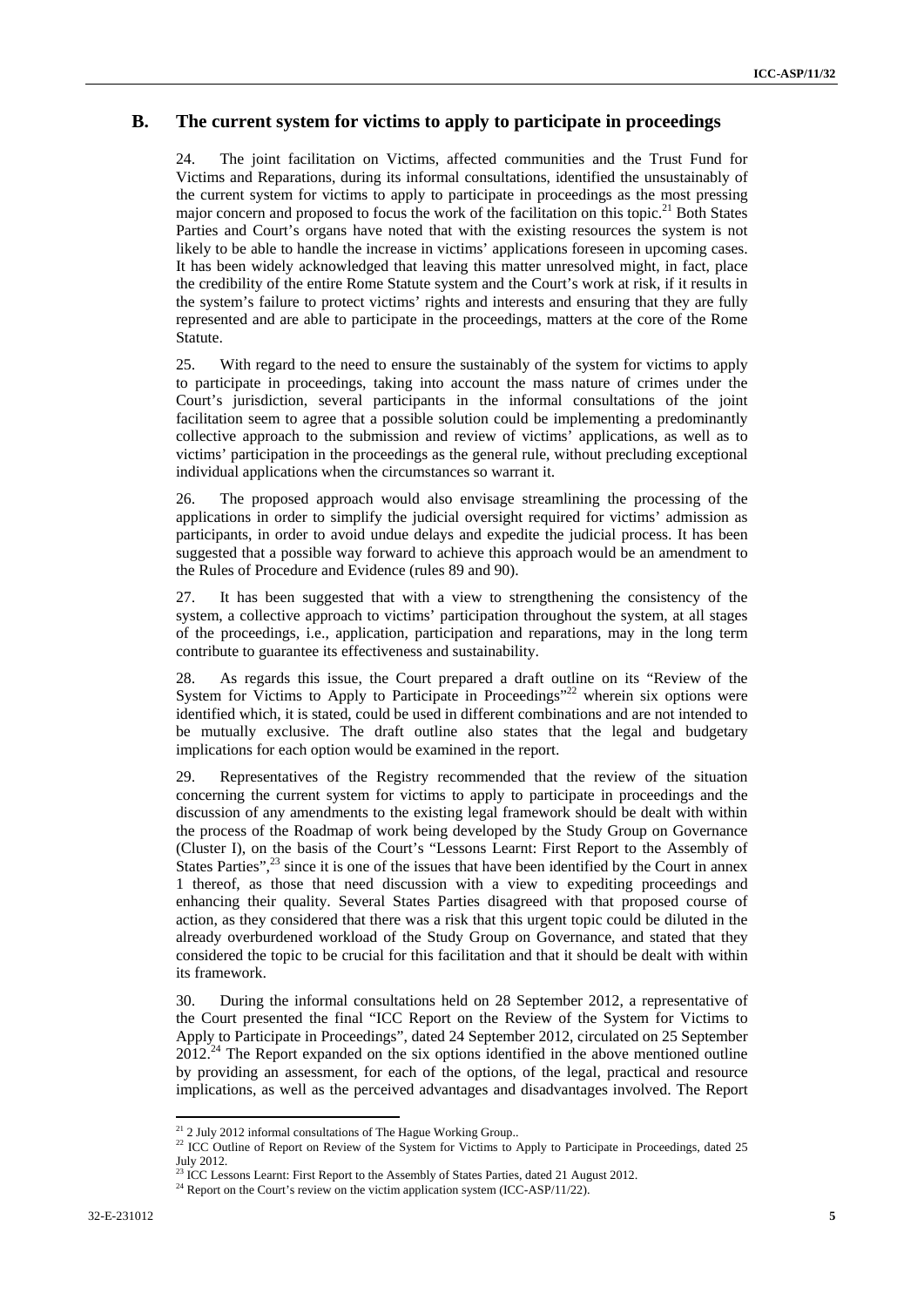## B. The current system for victims to apply to participate in proceedings

24. The joint facilitation on Victims, affected communities and the Trust Fund for Victims and Reparations, during its informal consultations, identified the unsustainably of the current system for victims to apply to participate in proceedings as the most pressing major concern and proposed to focus the work of the facilitation on this topic.[21] Both States Parties and Court's organs have noted that with the existing resources the system is not likely to be able to handle the increase in victims' applications foreseen in upcoming cases. It has been widely acknowledged that leaving this matter unresolved might, in fact, place the credibility of the entire Rome Statute system and the Court's work at risk, if it results in the system's failure to protect victims' rights and interests and ensuring that they are fully represented and are able to participate in the proceedings, matters at the core of the Rome Statute.

25. With regard to the need to ensure the sustainably of the system for victims to apply to participate in proceedings, taking into account the mass nature of crimes under the Court's jurisdiction, several participants in the informal consultations of the joint facilitation seem to agree that a possible solution could be implementing a predominantly collective approach to the submission and review of victims' applications, as well as to victims' participation in the proceedings as the general rule, without precluding exceptional individual applications when the circumstances so warrant it.

26. The proposed approach would also envisage streamlining the processing of the applications in order to simplify the judicial oversight required for victims' admission as participants, in order to avoid undue delays and expedite the judicial process. It has been suggested that a possible way forward to achieve this approach would be an amendment to the Rules of Procedure and Evidence (rules 89 and 90).

27. It has been suggested that with a view to strengthening the consistency of the system, a collective approach to victims' participation throughout the system, at all stages of the proceedings, i.e., application, participation and reparations, may in the long term contribute to guarantee its effectiveness and sustainability.

28. As regards this issue, the Court prepared a draft outline on its "Review of the System for Victims to Apply to Participate in Proceedings"[22] wherein six options were identified which, it is stated, could be used in different combinations and are not intended to be mutually exclusive. The draft outline also states that the legal and budgetary implications for each option would be examined in the report.

29. Representatives of the Registry recommended that the review of the situation concerning the current system for victims to apply to participate in proceedings and the discussion of any amendments to the existing legal framework should be dealt with within the process of the Roadmap of work being developed by the Study Group on Governance (Cluster I), on the basis of the Court's "Lessons Learnt: First Report to the Assembly of States Parties",[23] since it is one of the issues that have been identified by the Court in annex 1 thereof, as those that need discussion with a view to expediting proceedings and enhancing their quality. Several States Parties disagreed with that proposed course of action, as they considered that there was a risk that this urgent topic could be diluted in the already overburdened workload of the Study Group on Governance, and stated that they considered the topic to be crucial for this facilitation and that it should be dealt with within its framework.

30. During the informal consultations held on 28 September 2012, a representative of the Court presented the final "ICC Report on the Review of the System for Victims to Apply to Participate in Proceedings", dated 24 September 2012, circulated on 25 September 2012.[24] The Report expanded on the six options identified in the above mentioned outline by providing an assessment, for each of the options, of the legal, practical and resource implications, as well as the perceived advantages and disadvantages involved. The Report

---

[21] 2 July 2012 informal consultations of The Hague Working Group..

[22] ICC Outline of Report on Review of the System for Victims to Apply to Participate in Proceedings, dated 25 July 2012.

[23] ICC Lessons Learnt: First Report to the Assembly of States Parties, dated 21 August 2012.

[24] Report on the Court's review on the victim application system (ICC-ASP/11/22).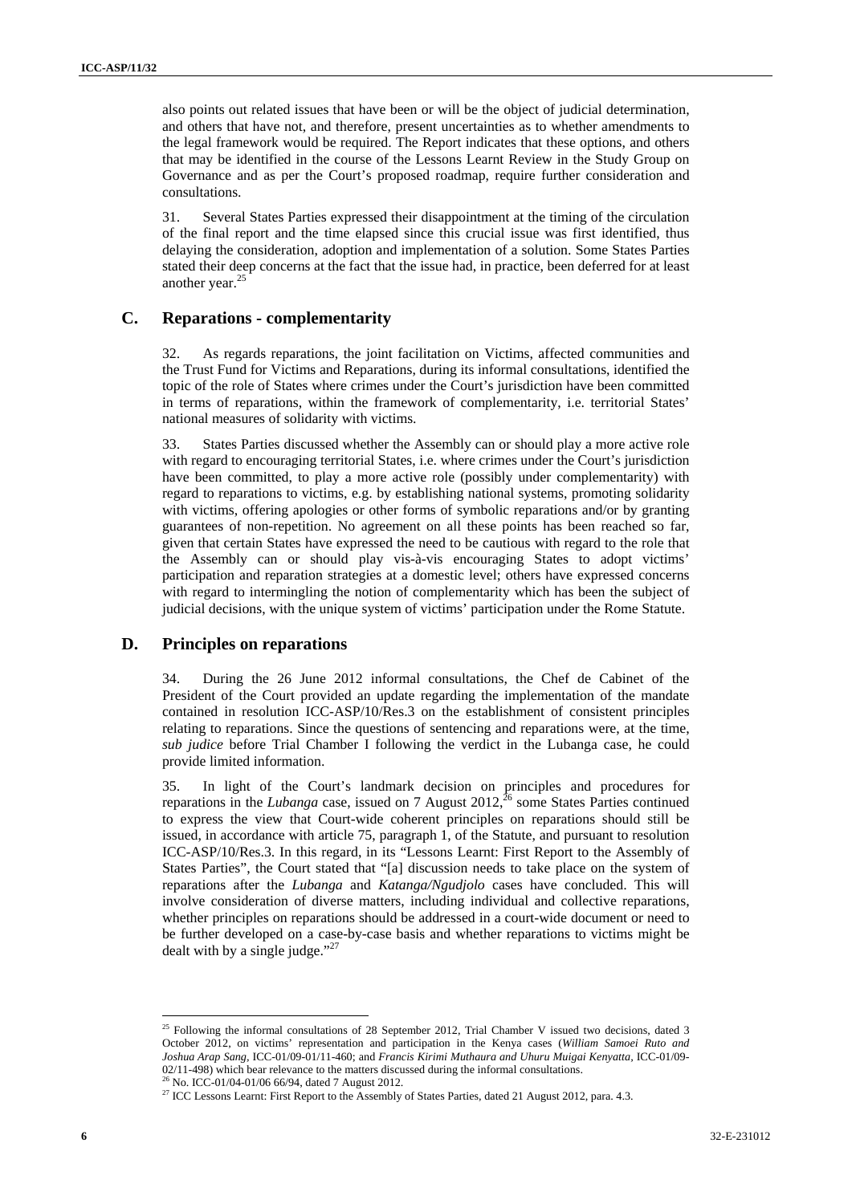also points out related issues that have been or will be the object of judicial determination, and others that have not, and therefore, present uncertainties as to whether amendments to the legal framework would be required. The Report indicates that these options, and others that may be identified in the course of the Lessons Learnt Review in the Study Group on Governance and as per the Court's proposed roadmap, require further consideration and consultations.

31. Several States Parties expressed their disappointment at the timing of the circulation of the final report and the time elapsed since this crucial issue was first identified, thus delaying the consideration, adoption and implementation of a solution. Some States Parties stated their deep concerns at the fact that the issue had, in practice, been deferred for at least another year.[25]

## C. Reparations - complementarity

32. As regards reparations, the joint facilitation on Victims, affected communities and the Trust Fund for Victims and Reparations, during its informal consultations, identified the topic of the role of States where crimes under the Court's jurisdiction have been committed in terms of reparations, within the framework of complementarity, i.e. territorial States' national measures of solidarity with victims.

33. States Parties discussed whether the Assembly can or should play a more active role with regard to encouraging territorial States, i.e. where crimes under the Court's jurisdiction have been committed, to play a more active role (possibly under complementarity) with regard to reparations to victims, e.g. by establishing national systems, promoting solidarity with victims, offering apologies or other forms of symbolic reparations and/or by granting guarantees of non-repetition. No agreement on all these points has been reached so far, given that certain States have expressed the need to be cautious with regard to the role that the Assembly can or should play vis-à-vis encouraging States to adopt victims' participation and reparation strategies at a domestic level; others have expressed concerns with regard to intermingling the notion of complementarity which has been the subject of judicial decisions, with the unique system of victims' participation under the Rome Statute.

## D. Principles on reparations

34. During the 26 June 2012 informal consultations, the Chef de Cabinet of the President of the Court provided an update regarding the implementation of the mandate contained in resolution ICC-ASP/10/Res.3 on the establishment of consistent principles relating to reparations. Since the questions of sentencing and reparations were, at the time, *sub judice* before Trial Chamber I following the verdict in the Lubanga case, he could provide limited information.

35. In light of the Court's landmark decision on principles and procedures for reparations in the *Lubanga* case, issued on 7 August 2012,[26] some States Parties continued to express the view that Court-wide coherent principles on reparations should still be issued, in accordance with article 75, paragraph 1, of the Statute, and pursuant to resolution ICC-ASP/10/Res.3. In this regard, in its "Lessons Learnt: First Report to the Assembly of States Parties", the Court stated that "[a] discussion needs to take place on the system of reparations after the *Lubanga* and *Katanga/Ngudjolo* cases have concluded. This will involve consideration of diverse matters, including individual and collective reparations, whether principles on reparations should be addressed in a court-wide document or need to be further developed on a case-by-case basis and whether reparations to victims might be dealt with by a single judge."[27]

---

[25] Following the informal consultations of 28 September 2012, Trial Chamber V issued two decisions, dated 3 October 2012, on victims' representation and participation in the Kenya cases (*William Samoei Ruto and Joshua Arap Sang*, ICC-01/09-01/11-460; and *Francis Kirimi Muthaura and Uhuru Muigai Kenyatta*, ICC-01/09-02/11-498) which bear relevance to the matters discussed during the informal consultations.

[26] No. ICC-01/04-01/06 66/94, dated 7 August 2012.

[27] ICC Lessons Learnt: First Report to the Assembly of States Parties, dated 21 August 2012, para. 4.3.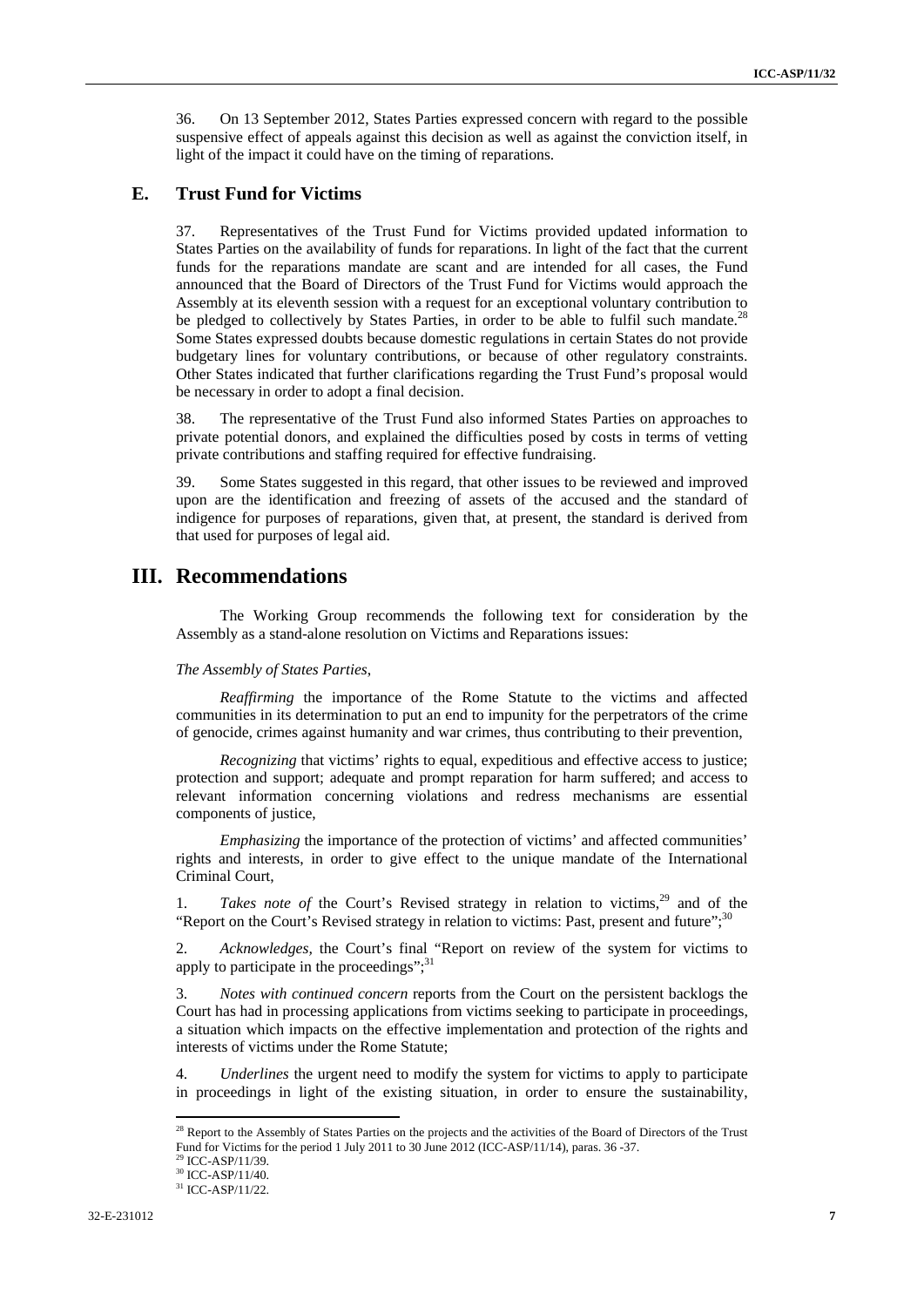36. On 13 September 2012, States Parties expressed concern with regard to the possible suspensive effect of appeals against this decision as well as against the conviction itself, in light of the impact it could have on the timing of reparations.

## E. Trust Fund for Victims

37. Representatives of the Trust Fund for Victims provided updated information to States Parties on the availability of funds for reparations. In light of the fact that the current funds for the reparations mandate are scant and are intended for all cases, the Fund announced that the Board of Directors of the Trust Fund for Victims would approach the Assembly at its eleventh session with a request for an exceptional voluntary contribution to be pledged to collectively by States Parties, in order to be able to fulfil such mandate.[28] Some States expressed doubts because domestic regulations in certain States do not provide budgetary lines for voluntary contributions, or because of other regulatory constraints. Other States indicated that further clarifications regarding the Trust Fund's proposal would be necessary in order to adopt a final decision.

38. The representative of the Trust Fund also informed States Parties on approaches to private potential donors, and explained the difficulties posed by costs in terms of vetting private contributions and staffing required for effective fundraising.

39. Some States suggested in this regard, that other issues to be reviewed and improved upon are the identification and freezing of assets of the accused and the standard of indigence for purposes of reparations, given that, at present, the standard is derived from that used for purposes of legal aid.

# III. Recommendations

The Working Group recommends the following text for consideration by the Assembly as a stand-alone resolution on Victims and Reparations issues:

*The Assembly of States Parties*,

*Reaffirming* the importance of the Rome Statute to the victims and affected communities in its determination to put an end to impunity for the perpetrators of the crime of genocide, crimes against humanity and war crimes, thus contributing to their prevention,

*Recognizing* that victims' rights to equal, expeditious and effective access to justice; protection and support; adequate and prompt reparation for harm suffered; and access to relevant information concerning violations and redress mechanisms are essential components of justice,

*Emphasizing* the importance of the protection of victims' and affected communities' rights and interests, in order to give effect to the unique mandate of the International Criminal Court,

1. *Takes note of* the Court's Revised strategy in relation to victims,[29] and of the "Report on the Court's Revised strategy in relation to victims: Past, present and future";[30]

2. *Acknowledges,* the Court's final "Report on review of the system for victims to apply to participate in the proceedings";[31]

3. *Notes with continued concern* reports from the Court on the persistent backlogs the Court has had in processing applications from victims seeking to participate in proceedings, a situation which impacts on the effective implementation and protection of the rights and interests of victims under the Rome Statute;

4. *Underlines* the urgent need to modify the system for victims to apply to participate in proceedings in light of the existing situation, in order to ensure the sustainability,

---

[28] Report to the Assembly of States Parties on the projects and the activities of the Board of Directors of the Trust Fund for Victims for the period 1 July 2011 to 30 June 2012 (ICC-ASP/11/14), paras. 36 -37.

[29] ICC-ASP/11/39.

[30] ICC-ASP/11/40.

[31] ICC-ASP/11/22.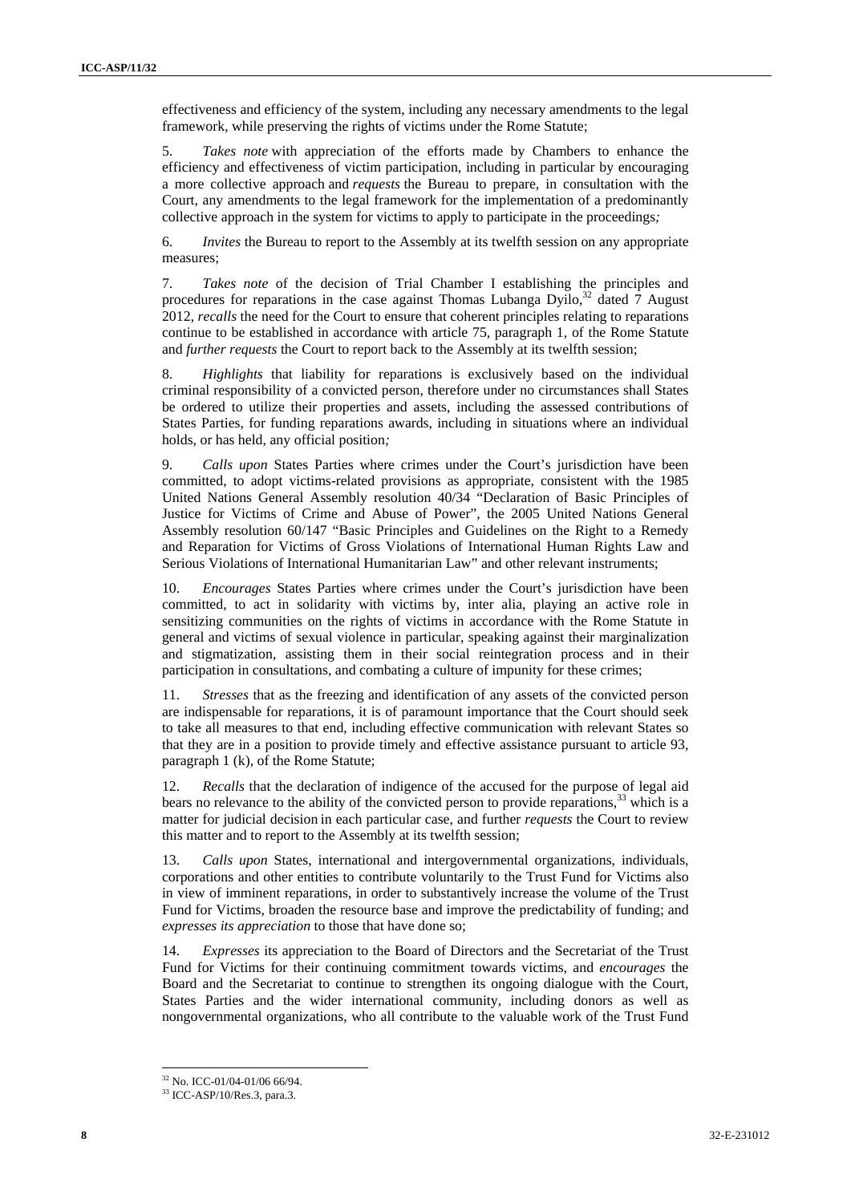effectiveness and efficiency of the system, including any necessary amendments to the legal framework, while preserving the rights of victims under the Rome Statute;

5. *Takes note* with appreciation of the efforts made by Chambers to enhance the efficiency and effectiveness of victim participation, including in particular by encouraging a more collective approach and *requests* the Bureau to prepare, in consultation with the Court, any amendments to the legal framework for the implementation of a predominantly collective approach in the system for victims to apply to participate in the proceedings*;*

6. *Invites* the Bureau to report to the Assembly at its twelfth session on any appropriate measures;

7. *Takes note* of the decision of Trial Chamber I establishing the principles and procedures for reparations in the case against Thomas Lubanga Dyilo,[32] dated 7 August 2012, *recalls* the need for the Court to ensure that coherent principles relating to reparations continue to be established in accordance with article 75, paragraph 1, of the Rome Statute and *further requests* the Court to report back to the Assembly at its twelfth session;

8. *Highlights* that liability for reparations is exclusively based on the individual criminal responsibility of a convicted person, therefore under no circumstances shall States be ordered to utilize their properties and assets, including the assessed contributions of States Parties, for funding reparations awards, including in situations where an individual holds, or has held, any official position*;*

9. *Calls upon* States Parties where crimes under the Court's jurisdiction have been committed, to adopt victims-related provisions as appropriate, consistent with the 1985 United Nations General Assembly resolution 40/34 "Declaration of Basic Principles of Justice for Victims of Crime and Abuse of Power", the 2005 United Nations General Assembly resolution 60/147 "Basic Principles and Guidelines on the Right to a Remedy and Reparation for Victims of Gross Violations of International Human Rights Law and Serious Violations of International Humanitarian Law" and other relevant instruments;

10. *Encourages* States Parties where crimes under the Court's jurisdiction have been committed, to act in solidarity with victims by, inter alia, playing an active role in sensitizing communities on the rights of victims in accordance with the Rome Statute in general and victims of sexual violence in particular, speaking against their marginalization and stigmatization, assisting them in their social reintegration process and in their participation in consultations, and combating a culture of impunity for these crimes;

11. *Stresses* that as the freezing and identification of any assets of the convicted person are indispensable for reparations, it is of paramount importance that the Court should seek to take all measures to that end, including effective communication with relevant States so that they are in a position to provide timely and effective assistance pursuant to article 93, paragraph 1 (k), of the Rome Statute;

12. *Recalls* that the declaration of indigence of the accused for the purpose of legal aid bears no relevance to the ability of the convicted person to provide reparations,[33] which is a matter for judicial decision in each particular case, and further *requests* the Court to review this matter and to report to the Assembly at its twelfth session;

13. *Calls upon* States, international and intergovernmental organizations, individuals, corporations and other entities to contribute voluntarily to the Trust Fund for Victims also in view of imminent reparations, in order to substantively increase the volume of the Trust Fund for Victims, broaden the resource base and improve the predictability of funding; and *expresses its appreciation* to those that have done so;

14. *Expresses* its appreciation to the Board of Directors and the Secretariat of the Trust Fund for Victims for their continuing commitment towards victims, and *encourages* the Board and the Secretariat to continue to strengthen its ongoing dialogue with the Court, States Parties and the wider international community, including donors as well as nongovernmental organizations, who all contribute to the valuable work of the Trust Fund

---

[32] No. ICC-01/04-01/06 66/94.

[33] ICC-ASP/10/Res.3, para.3.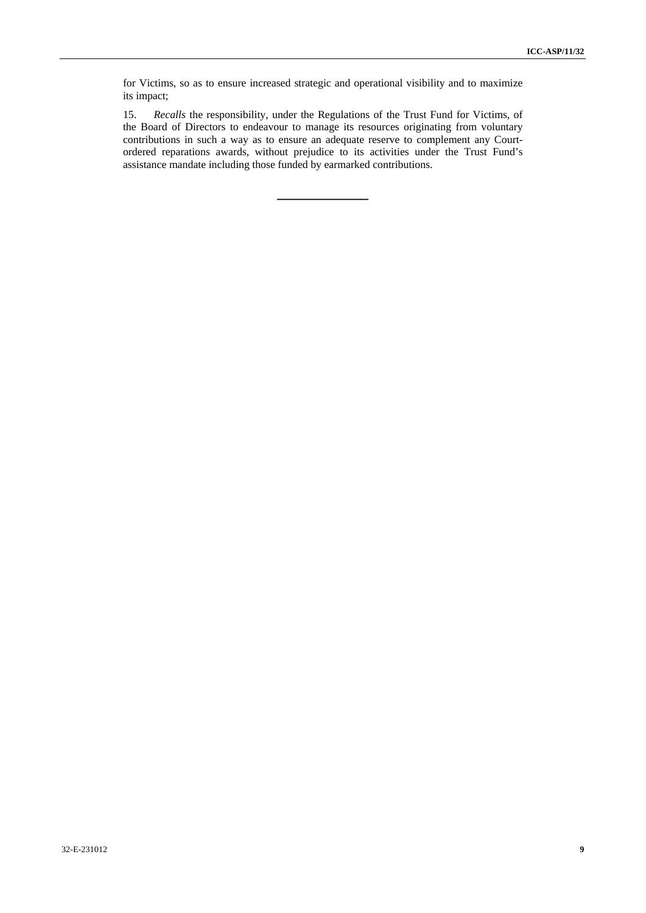for Victims, so as to ensure increased strategic and operational visibility and to maximize its impact;

15. *Recalls* the responsibility, under the Regulations of the Trust Fund for Victims, of the Board of Directors to endeavour to manage its resources originating from voluntary contributions in such a way as to ensure an adequate reserve to complement any Court-ordered reparations awards, without prejudice to its activities under the Trust Fund's assistance mandate including those funded by earmarked contributions.

---